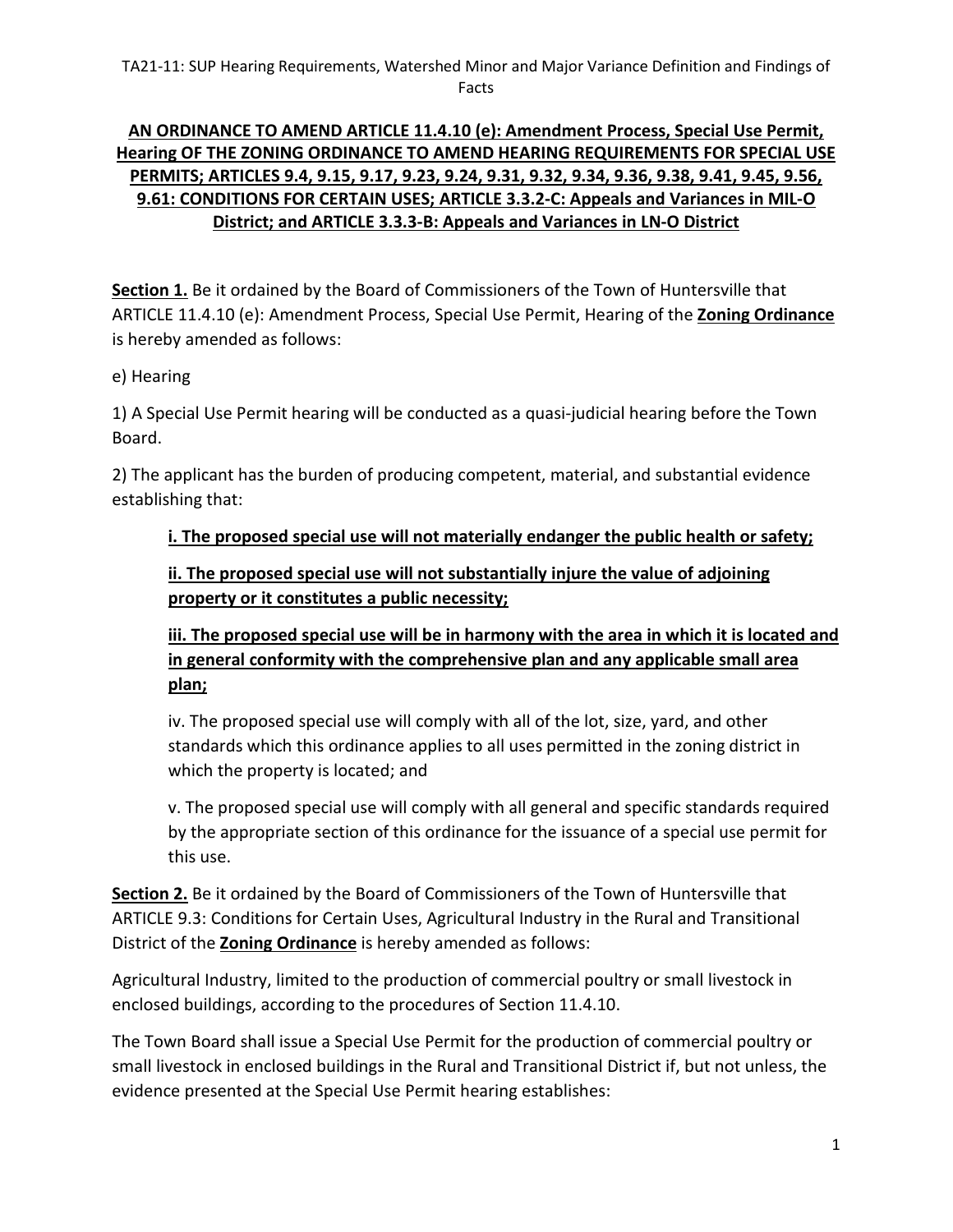TA21-11: SUP Hearing Requirements, Watershed Minor and Major Variance Definition and Findings of Facts

**AN ORDINANCE TO AMEND ARTICLE 11.4.10 (e): Amendment Process, Special Use Permit, Hearing OF THE ZONING ORDINANCE TO AMEND HEARING REQUIREMENTS FOR SPECIAL USE PERMITS; ARTICLES 9.4, 9.15, 9.17, 9.23, 9.24, 9.31, 9.32, 9.34, 9.36, 9.38, 9.41, 9.45, 9.56, 9.61: CONDITIONS FOR CERTAIN USES; ARTICLE 3.3.2-C: Appeals and Variances in MIL-O District; and ARTICLE 3.3.3-B: Appeals and Variances in LN-O District**

**Section 1.** Be it ordained by the Board of Commissioners of the Town of Huntersville that ARTICLE 11.4.10 (e): Amendment Process, Special Use Permit, Hearing of the **Zoning Ordinance** is hereby amended as follows:

e) Hearing

1) A Special Use Permit hearing will be conducted as a quasi-judicial hearing before the Town Board.

2) The applicant has the burden of producing competent, material, and substantial evidence establishing that:

> **i. The proposed special use will not materially endanger the public health or safety;**
>
> **ii. The proposed special use will not substantially injure the value of adjoining property or it constitutes a public necessity;**
>
> **iii. The proposed special use will be in harmony with the area in which it is located and in general conformity with the comprehensive plan and any applicable small area plan;**
>
> iv. The proposed special use will comply with all of the lot, size, yard, and other standards which this ordinance applies to all uses permitted in the zoning district in which the property is located; and
>
> v. The proposed special use will comply with all general and specific standards required by the appropriate section of this ordinance for the issuance of a special use permit for this use.

**Section 2.** Be it ordained by the Board of Commissioners of the Town of Huntersville that ARTICLE 9.3: Conditions for Certain Uses, Agricultural Industry in the Rural and Transitional District of the **Zoning Ordinance** is hereby amended as follows:

Agricultural Industry, limited to the production of commercial poultry or small livestock in enclosed buildings, according to the procedures of Section 11.4.10.

The Town Board shall issue a Special Use Permit for the production of commercial poultry or small livestock in enclosed buildings in the Rural and Transitional District if, but not unless, the evidence presented at the Special Use Permit hearing establishes: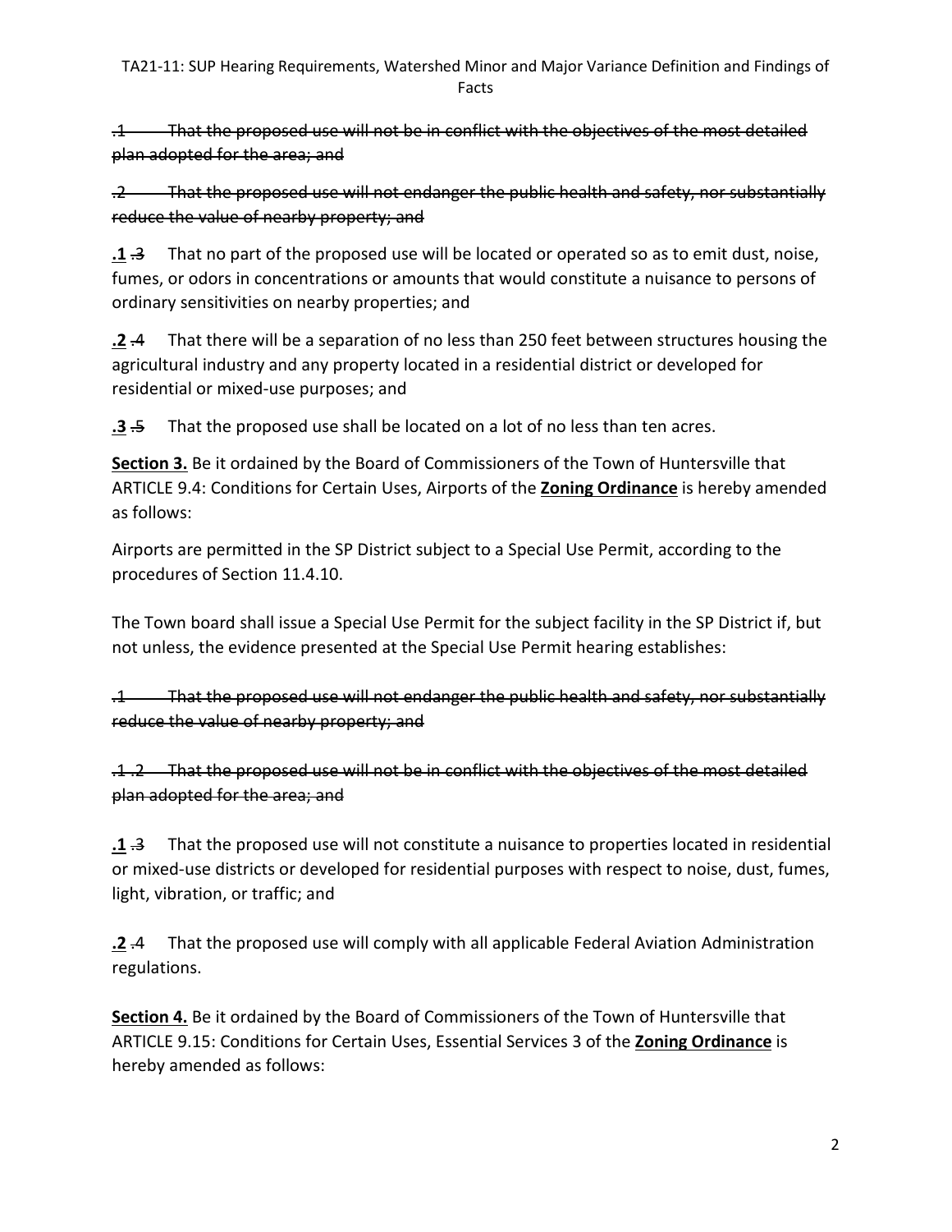~~.1 That the proposed use will not be in conflict with the objectives of the most detailed plan adopted for the area; and~~

~~.2 That the proposed use will not endanger the public health and safety, nor substantially reduce the value of nearby property; and~~

**<u>.1</u>** ~~.3~~ That no part of the proposed use will be located or operated so as to emit dust, noise, fumes, or odors in concentrations or amounts that would constitute a nuisance to persons of ordinary sensitivities on nearby properties; and

**<u>.2</u>** ~~.4~~ That there will be a separation of no less than 250 feet between structures housing the agricultural industry and any property located in a residential district or developed for residential or mixed-use purposes; and

**<u>.3</u>** ~~.5~~ That the proposed use shall be located on a lot of no less than ten acres.

**<u>Section 3.</u>** Be it ordained by the Board of Commissioners of the Town of Huntersville that ARTICLE 9.4: Conditions for Certain Uses, Airports of the **<u>Zoning Ordinance</u>** is hereby amended as follows:

Airports are permitted in the SP District subject to a Special Use Permit, according to the procedures of Section 11.4.10.

The Town board shall issue a Special Use Permit for the subject facility in the SP District if, but not unless, the evidence presented at the Special Use Permit hearing establishes:

~~.1 That the proposed use will not endanger the public health and safety, nor substantially reduce the value of nearby property; and~~

~~.1 .2 That the proposed use will not be in conflict with the objectives of the most detailed plan adopted for the area; and~~

**<u>.1</u>** ~~.3~~ That the proposed use will not constitute a nuisance to properties located in residential or mixed-use districts or developed for residential purposes with respect to noise, dust, fumes, light, vibration, or traffic; and

**<u>.2</u>** ~~.4~~ That the proposed use will comply with all applicable Federal Aviation Administration regulations.

**<u>Section 4.</u>** Be it ordained by the Board of Commissioners of the Town of Huntersville that ARTICLE 9.15: Conditions for Certain Uses, Essential Services 3 of the **<u>Zoning Ordinance</u>** is hereby amended as follows: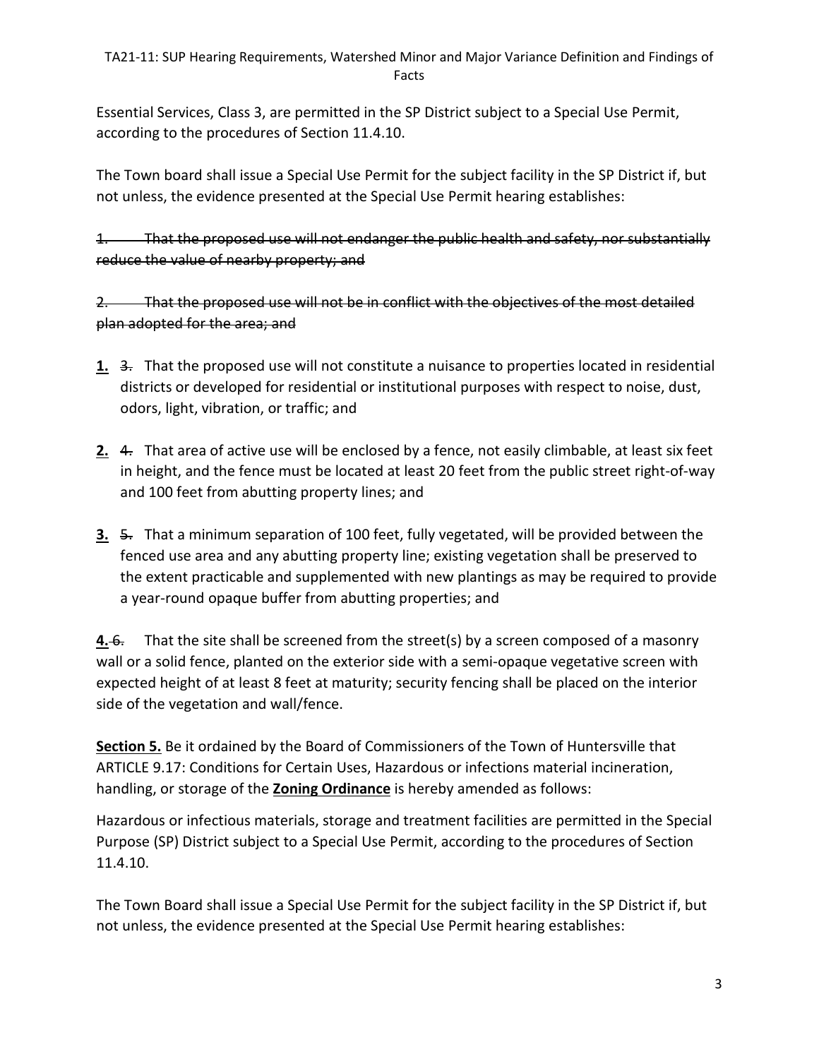Essential Services, Class 3, are permitted in the SP District subject to a Special Use Permit, according to the procedures of Section 11.4.10.

The Town board shall issue a Special Use Permit for the subject facility in the SP District if, but not unless, the evidence presented at the Special Use Permit hearing establishes:

~~1. That the proposed use will not endanger the public health and safety, nor substantially reduce the value of nearby property; and~~

~~2. That the proposed use will not be in conflict with the objectives of the most detailed plan adopted for the area; and~~

**1.** ~~3.~~ That the proposed use will not constitute a nuisance to properties located in residential districts or developed for residential or institutional purposes with respect to noise, dust, odors, light, vibration, or traffic; and

**2.** ~~4.~~ That area of active use will be enclosed by a fence, not easily climbable, at least six feet in height, and the fence must be located at least 20 feet from the public street right-of-way and 100 feet from abutting property lines; and

**3.** ~~5.~~ That a minimum separation of 100 feet, fully vegetated, will be provided between the fenced use area and any abutting property line; existing vegetation shall be preserved to the extent practicable and supplemented with new plantings as may be required to provide a year-round opaque buffer from abutting properties; and

**4.** ~~6.~~ That the site shall be screened from the street(s) by a screen composed of a masonry wall or a solid fence, planted on the exterior side with a semi-opaque vegetative screen with expected height of at least 8 feet at maturity; security fencing shall be placed on the interior side of the vegetation and wall/fence.

**Section 5.** Be it ordained by the Board of Commissioners of the Town of Huntersville that ARTICLE 9.17: Conditions for Certain Uses, Hazardous or infections material incineration, handling, or storage of the **Zoning Ordinance** is hereby amended as follows:

Hazardous or infectious materials, storage and treatment facilities are permitted in the Special Purpose (SP) District subject to a Special Use Permit, according to the procedures of Section 11.4.10.

The Town Board shall issue a Special Use Permit for the subject facility in the SP District if, but not unless, the evidence presented at the Special Use Permit hearing establishes: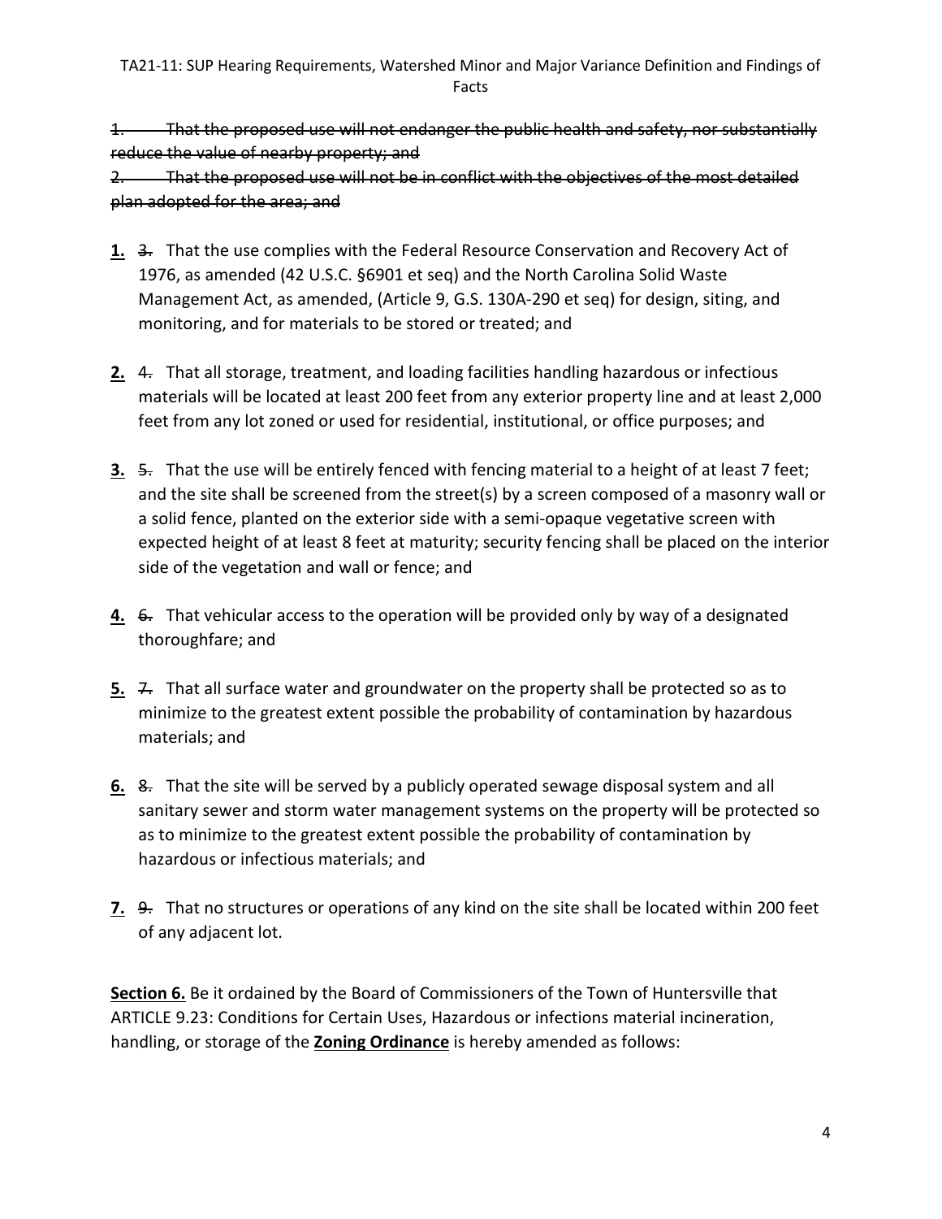~~1. That the proposed use will not endanger the public health and safety, nor substantially reduce the value of nearby property; and~~

~~2. That the proposed use will not be in conflict with the objectives of the most detailed plan adopted for the area; and~~

**1.** ~~3.~~ That the use complies with the Federal Resource Conservation and Recovery Act of 1976, as amended (42 U.S.C. §6901 et seq) and the North Carolina Solid Waste Management Act, as amended, (Article 9, G.S. 130A-290 et seq) for design, siting, and monitoring, and for materials to be stored or treated; and

**2.** ~~4.~~ That all storage, treatment, and loading facilities handling hazardous or infectious materials will be located at least 200 feet from any exterior property line and at least 2,000 feet from any lot zoned or used for residential, institutional, or office purposes; and

**3.** ~~5.~~ That the use will be entirely fenced with fencing material to a height of at least 7 feet; and the site shall be screened from the street(s) by a screen composed of a masonry wall or a solid fence, planted on the exterior side with a semi-opaque vegetative screen with expected height of at least 8 feet at maturity; security fencing shall be placed on the interior side of the vegetation and wall or fence; and

**4.** ~~6.~~ That vehicular access to the operation will be provided only by way of a designated thoroughfare; and

**5.** ~~7.~~ That all surface water and groundwater on the property shall be protected so as to minimize to the greatest extent possible the probability of contamination by hazardous materials; and

**6.** ~~8.~~ That the site will be served by a publicly operated sewage disposal system and all sanitary sewer and storm water management systems on the property will be protected so as to minimize to the greatest extent possible the probability of contamination by hazardous or infectious materials; and

**7.** ~~9.~~ That no structures or operations of any kind on the site shall be located within 200 feet of any adjacent lot.

**Section 6.** Be it ordained by the Board of Commissioners of the Town of Huntersville that ARTICLE 9.23: Conditions for Certain Uses, Hazardous or infections material incineration, handling, or storage of the **Zoning Ordinance** is hereby amended as follows: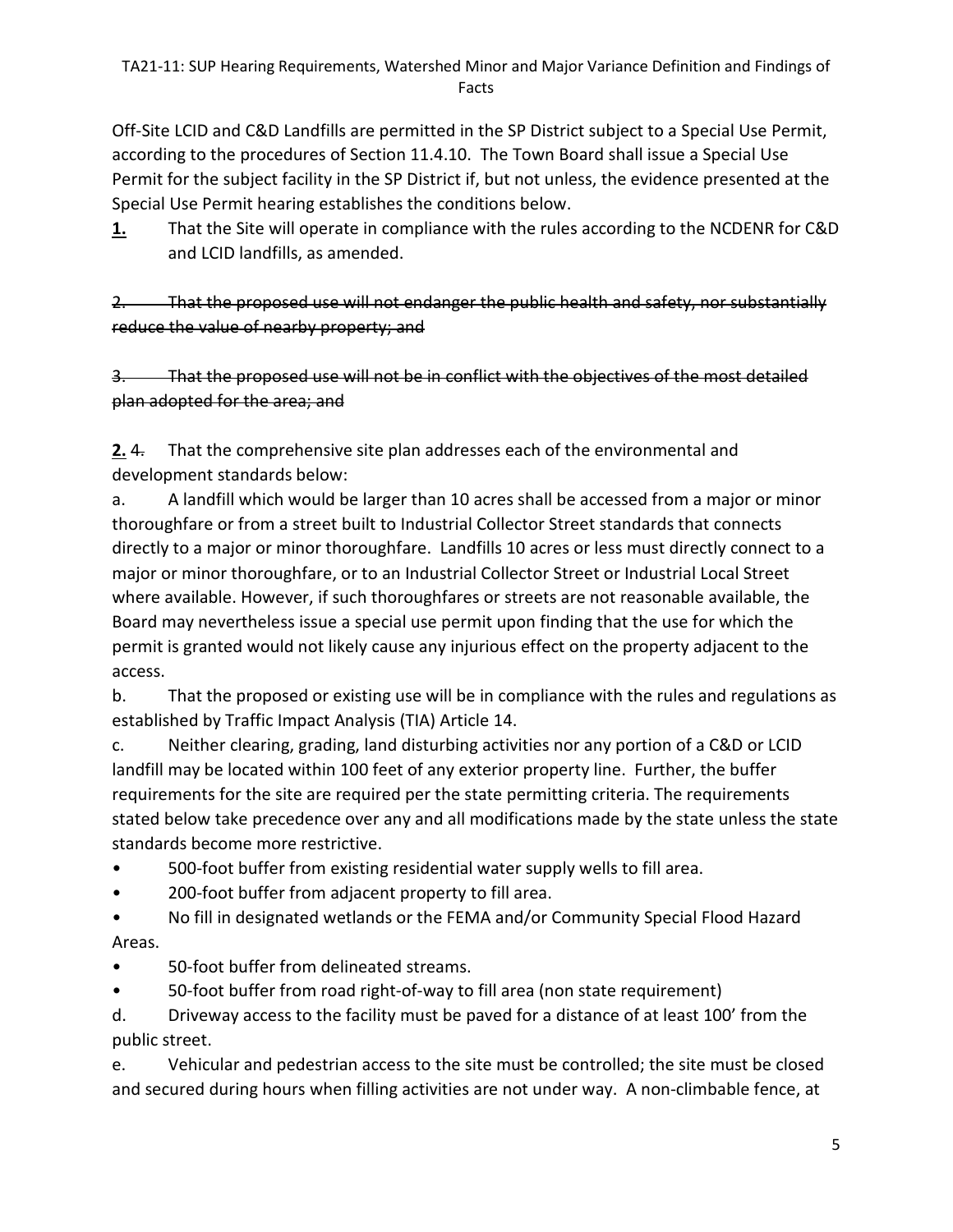Off-Site LCID and C&D Landfills are permitted in the SP District subject to a Special Use Permit, according to the procedures of Section 11.4.10. The Town Board shall issue a Special Use Permit for the subject facility in the SP District if, but not unless, the evidence presented at the Special Use Permit hearing establishes the conditions below.

**1.** That the Site will operate in compliance with the rules according to the NCDENR for C&D and LCID landfills, as amended.

~~2. That the proposed use will not endanger the public health and safety, nor substantially reduce the value of nearby property; and~~

~~3. That the proposed use will not be in conflict with the objectives of the most detailed plan adopted for the area; and~~

**2.** ~~4.~~ That the comprehensive site plan addresses each of the environmental and development standards below:

a. A landfill which would be larger than 10 acres shall be accessed from a major or minor thoroughfare or from a street built to Industrial Collector Street standards that connects directly to a major or minor thoroughfare. Landfills 10 acres or less must directly connect to a major or minor thoroughfare, or to an Industrial Collector Street or Industrial Local Street where available. However, if such thoroughfares or streets are not reasonable available, the Board may nevertheless issue a special use permit upon finding that the use for which the permit is granted would not likely cause any injurious effect on the property adjacent to the access.

b. That the proposed or existing use will be in compliance with the rules and regulations as established by Traffic Impact Analysis (TIA) Article 14.

c. Neither clearing, grading, land disturbing activities nor any portion of a C&D or LCID landfill may be located within 100 feet of any exterior property line. Further, the buffer requirements for the site are required per the state permitting criteria. The requirements stated below take precedence over any and all modifications made by the state unless the state standards become more restrictive.

- 500-foot buffer from existing residential water supply wells to fill area.
- 200-foot buffer from adjacent property to fill area.
- No fill in designated wetlands or the FEMA and/or Community Special Flood Hazard Areas.
- 50-foot buffer from delineated streams.
- 50-foot buffer from road right-of-way to fill area (non state requirement)

d. Driveway access to the facility must be paved for a distance of at least 100' from the public street.

e. Vehicular and pedestrian access to the site must be controlled; the site must be closed and secured during hours when filling activities are not under way. A non-climbable fence, at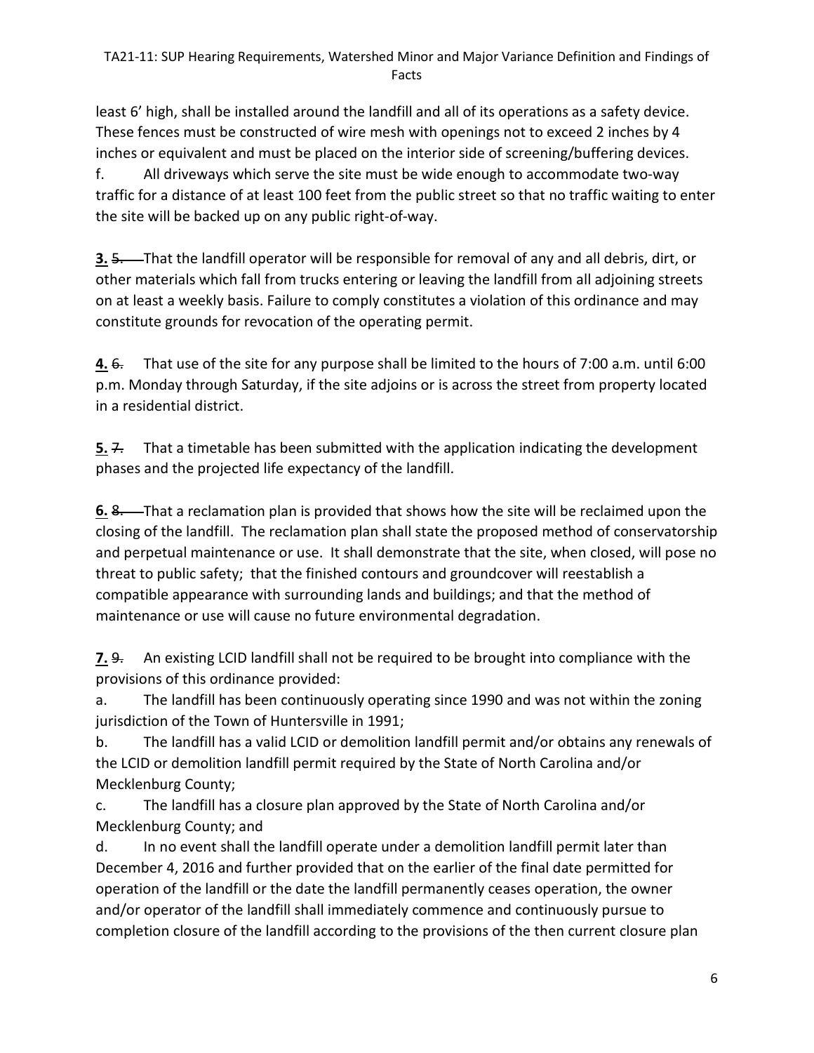least 6' high, shall be installed around the landfill and all of its operations as a safety device. These fences must be constructed of wire mesh with openings not to exceed 2 inches by 4 inches or equivalent and must be placed on the interior side of screening/buffering devices.

f. All driveways which serve the site must be wide enough to accommodate two-way traffic for a distance of at least 100 feet from the public street so that no traffic waiting to enter the site will be backed up on any public right-of-way.

**3.** ~~5.~~ That the landfill operator will be responsible for removal of any and all debris, dirt, or other materials which fall from trucks entering or leaving the landfill from all adjoining streets on at least a weekly basis. Failure to comply constitutes a violation of this ordinance and may constitute grounds for revocation of the operating permit.

**4.** ~~6.~~ That use of the site for any purpose shall be limited to the hours of 7:00 a.m. until 6:00 p.m. Monday through Saturday, if the site adjoins or is across the street from property located in a residential district.

**5.** ~~7.~~ That a timetable has been submitted with the application indicating the development phases and the projected life expectancy of the landfill.

**6.** ~~8.~~ That a reclamation plan is provided that shows how the site will be reclaimed upon the closing of the landfill. The reclamation plan shall state the proposed method of conservatorship and perpetual maintenance or use. It shall demonstrate that the site, when closed, will pose no threat to public safety; that the finished contours and groundcover will reestablish a compatible appearance with surrounding lands and buildings; and that the method of maintenance or use will cause no future environmental degradation.

**7.** ~~9.~~ An existing LCID landfill shall not be required to be brought into compliance with the provisions of this ordinance provided:

a. The landfill has been continuously operating since 1990 and was not within the zoning jurisdiction of the Town of Huntersville in 1991;

b. The landfill has a valid LCID or demolition landfill permit and/or obtains any renewals of the LCID or demolition landfill permit required by the State of North Carolina and/or Mecklenburg County;

c. The landfill has a closure plan approved by the State of North Carolina and/or Mecklenburg County; and

d. In no event shall the landfill operate under a demolition landfill permit later than December 4, 2016 and further provided that on the earlier of the final date permitted for operation of the landfill or the date the landfill permanently ceases operation, the owner and/or operator of the landfill shall immediately commence and continuously pursue to completion closure of the landfill according to the provisions of the then current closure plan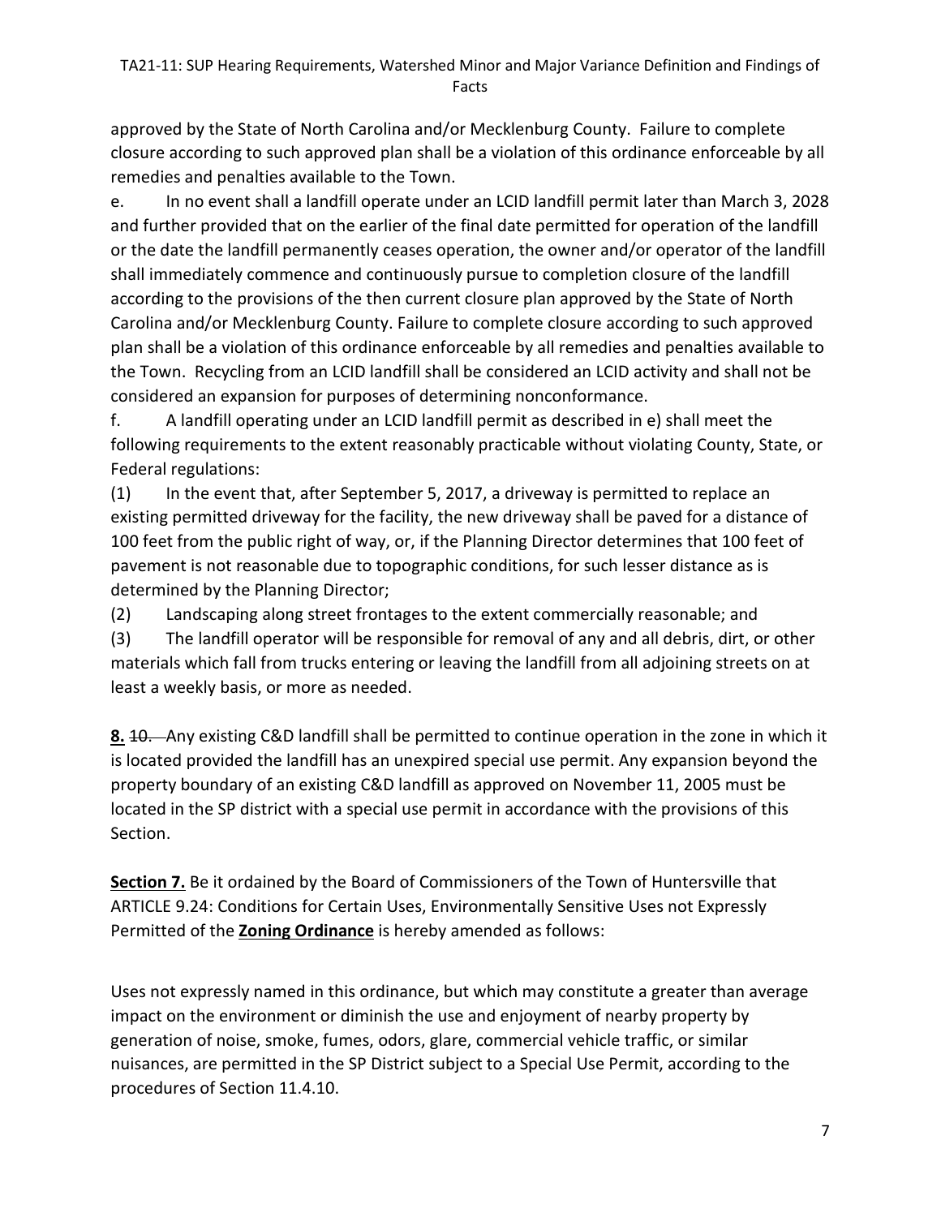approved by the State of North Carolina and/or Mecklenburg County. Failure to complete closure according to such approved plan shall be a violation of this ordinance enforceable by all remedies and penalties available to the Town.

e. In no event shall a landfill operate under an LCID landfill permit later than March 3, 2028 and further provided that on the earlier of the final date permitted for operation of the landfill or the date the landfill permanently ceases operation, the owner and/or operator of the landfill shall immediately commence and continuously pursue to completion closure of the landfill according to the provisions of the then current closure plan approved by the State of North Carolina and/or Mecklenburg County. Failure to complete closure according to such approved plan shall be a violation of this ordinance enforceable by all remedies and penalties available to the Town. Recycling from an LCID landfill shall be considered an LCID activity and shall not be considered an expansion for purposes of determining nonconformance.

f. A landfill operating under an LCID landfill permit as described in e) shall meet the following requirements to the extent reasonably practicable without violating County, State, or Federal regulations:

(1) In the event that, after September 5, 2017, a driveway is permitted to replace an existing permitted driveway for the facility, the new driveway shall be paved for a distance of 100 feet from the public right of way, or, if the Planning Director determines that 100 feet of pavement is not reasonable due to topographic conditions, for such lesser distance as is determined by the Planning Director;

(2) Landscaping along street frontages to the extent commercially reasonable; and

(3) The landfill operator will be responsible for removal of any and all debris, dirt, or other materials which fall from trucks entering or leaving the landfill from all adjoining streets on at least a weekly basis, or more as needed.

**8.** ~~10.~~ Any existing C&D landfill shall be permitted to continue operation in the zone in which it is located provided the landfill has an unexpired special use permit. Any expansion beyond the property boundary of an existing C&D landfill as approved on November 11, 2005 must be located in the SP district with a special use permit in accordance with the provisions of this Section.

**Section 7.** Be it ordained by the Board of Commissioners of the Town of Huntersville that ARTICLE 9.24: Conditions for Certain Uses, Environmentally Sensitive Uses not Expressly Permitted of the **Zoning Ordinance** is hereby amended as follows:

Uses not expressly named in this ordinance, but which may constitute a greater than average impact on the environment or diminish the use and enjoyment of nearby property by generation of noise, smoke, fumes, odors, glare, commercial vehicle traffic, or similar nuisances, are permitted in the SP District subject to a Special Use Permit, according to the procedures of Section 11.4.10.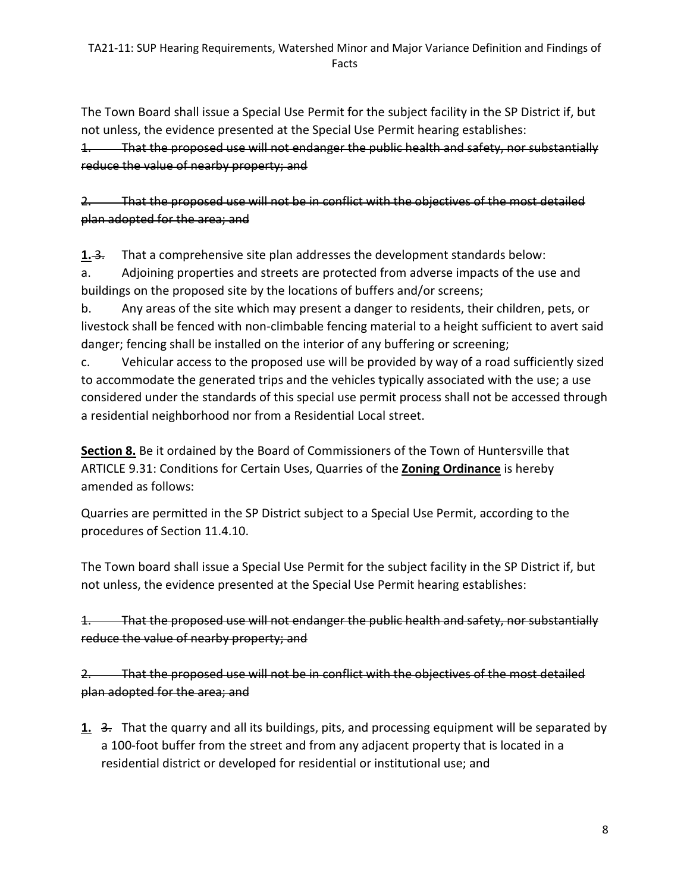The Town Board shall issue a Special Use Permit for the subject facility in the SP District if, but not unless, the evidence presented at the Special Use Permit hearing establishes:

~~1. That the proposed use will not endanger the public health and safety, nor substantially reduce the value of nearby property; and~~

~~2. That the proposed use will not be in conflict with the objectives of the most detailed plan adopted for the area; and~~

**1.** ~~3.~~ That a comprehensive site plan addresses the development standards below:

a. Adjoining properties and streets are protected from adverse impacts of the use and buildings on the proposed site by the locations of buffers and/or screens;

b. Any areas of the site which may present a danger to residents, their children, pets, or livestock shall be fenced with non-climbable fencing material to a height sufficient to avert said danger; fencing shall be installed on the interior of any buffering or screening;

c. Vehicular access to the proposed use will be provided by way of a road sufficiently sized to accommodate the generated trips and the vehicles typically associated with the use; a use considered under the standards of this special use permit process shall not be accessed through a residential neighborhood nor from a Residential Local street.

**Section 8.** Be it ordained by the Board of Commissioners of the Town of Huntersville that ARTICLE 9.31: Conditions for Certain Uses, Quarries of the **Zoning Ordinance** is hereby amended as follows:

Quarries are permitted in the SP District subject to a Special Use Permit, according to the procedures of Section 11.4.10.

The Town board shall issue a Special Use Permit for the subject facility in the SP District if, but not unless, the evidence presented at the Special Use Permit hearing establishes:

~~1. That the proposed use will not endanger the public health and safety, nor substantially reduce the value of nearby property; and~~

~~2. That the proposed use will not be in conflict with the objectives of the most detailed plan adopted for the area; and~~

**1.** ~~3.~~ That the quarry and all its buildings, pits, and processing equipment will be separated by a 100-foot buffer from the street and from any adjacent property that is located in a residential district or developed for residential or institutional use; and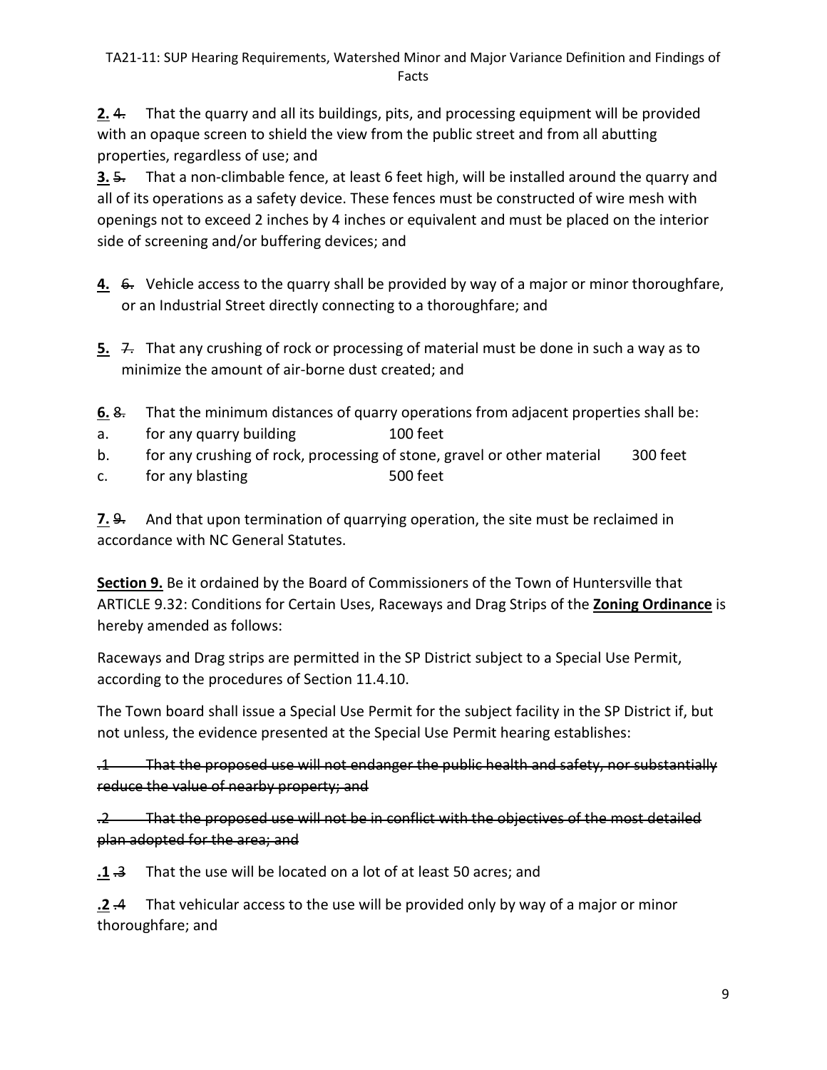**2.** ~~4.~~ That the quarry and all its buildings, pits, and processing equipment will be provided with an opaque screen to shield the view from the public street and from all abutting properties, regardless of use; and

**3.** ~~5.~~ That a non-climbable fence, at least 6 feet high, will be installed around the quarry and all of its operations as a safety device. These fences must be constructed of wire mesh with openings not to exceed 2 inches by 4 inches or equivalent and must be placed on the interior side of screening and/or buffering devices; and

**4.** ~~6.~~ Vehicle access to the quarry shall be provided by way of a major or minor thoroughfare, or an Industrial Street directly connecting to a thoroughfare; and

**5.** ~~7.~~ That any crushing of rock or processing of material must be done in such a way as to minimize the amount of air-borne dust created; and

**6.** ~~8.~~ That the minimum distances of quarry operations from adjacent properties shall be:

a. for any quarry building 100 feet

b. for any crushing of rock, processing of stone, gravel or other material 300 feet

c. for any blasting 500 feet

**7.** ~~9.~~ And that upon termination of quarrying operation, the site must be reclaimed in accordance with NC General Statutes.

**Section 9.** Be it ordained by the Board of Commissioners of the Town of Huntersville that ARTICLE 9.32: Conditions for Certain Uses, Raceways and Drag Strips of the **Zoning Ordinance** is hereby amended as follows:

Raceways and Drag strips are permitted in the SP District subject to a Special Use Permit, according to the procedures of Section 11.4.10.

The Town board shall issue a Special Use Permit for the subject facility in the SP District if, but not unless, the evidence presented at the Special Use Permit hearing establishes:

~~.1 That the proposed use will not endanger the public health and safety, nor substantially reduce the value of nearby property; and~~

~~.2 That the proposed use will not be in conflict with the objectives of the most detailed plan adopted for the area; and~~

**.1** ~~.3~~ That the use will be located on a lot of at least 50 acres; and

**.2** ~~.4~~ That vehicular access to the use will be provided only by way of a major or minor thoroughfare; and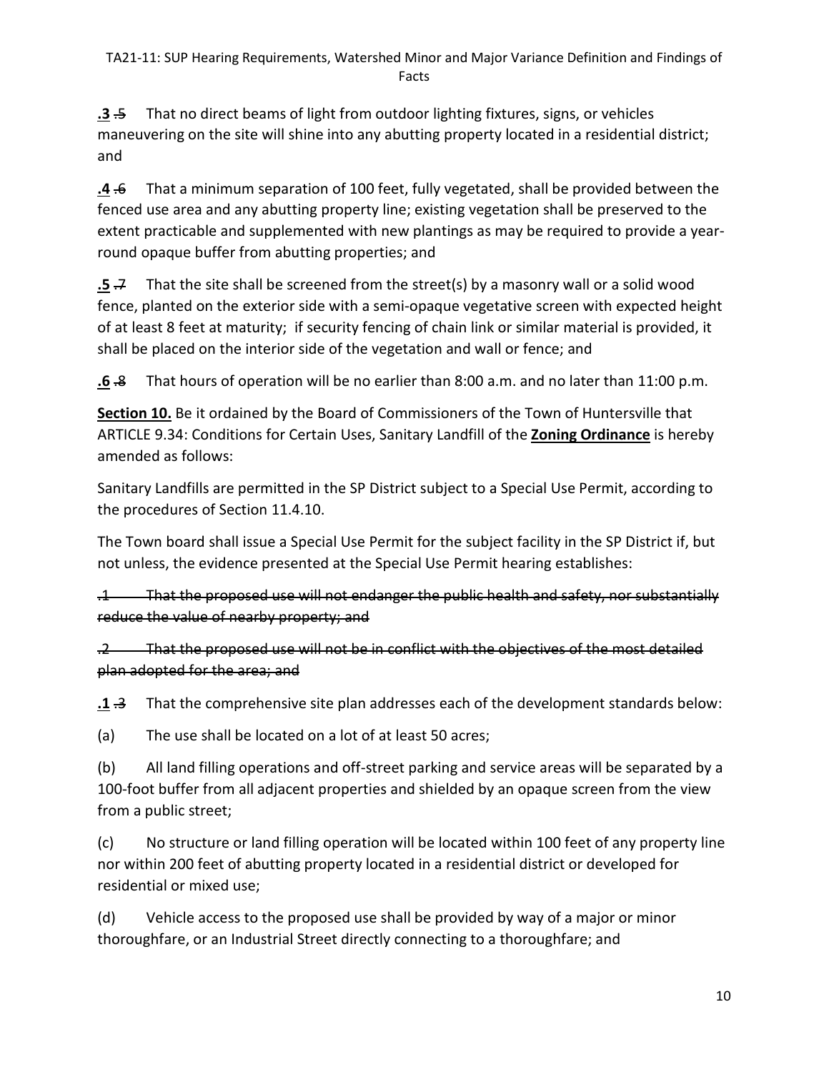**.3** ~~.5~~ That no direct beams of light from outdoor lighting fixtures, signs, or vehicles maneuvering on the site will shine into any abutting property located in a residential district; and

**.4** ~~.6~~ That a minimum separation of 100 feet, fully vegetated, shall be provided between the fenced use area and any abutting property line; existing vegetation shall be preserved to the extent practicable and supplemented with new plantings as may be required to provide a year-round opaque buffer from abutting properties; and

**.5** ~~.7~~ That the site shall be screened from the street(s) by a masonry wall or a solid wood fence, planted on the exterior side with a semi-opaque vegetative screen with expected height of at least 8 feet at maturity; if security fencing of chain link or similar material is provided, it shall be placed on the interior side of the vegetation and wall or fence; and

**.6** ~~.8~~ That hours of operation will be no earlier than 8:00 a.m. and no later than 11:00 p.m.

**Section 10.** Be it ordained by the Board of Commissioners of the Town of Huntersville that ARTICLE 9.34: Conditions for Certain Uses, Sanitary Landfill of the **Zoning Ordinance** is hereby amended as follows:

Sanitary Landfills are permitted in the SP District subject to a Special Use Permit, according to the procedures of Section 11.4.10.

The Town board shall issue a Special Use Permit for the subject facility in the SP District if, but not unless, the evidence presented at the Special Use Permit hearing establishes:

~~.1 That the proposed use will not endanger the public health and safety, nor substantially reduce the value of nearby property; and~~

~~.2 That the proposed use will not be in conflict with the objectives of the most detailed plan adopted for the area; and~~

**.1** ~~.3~~ That the comprehensive site plan addresses each of the development standards below:

(a) The use shall be located on a lot of at least 50 acres;

(b) All land filling operations and off-street parking and service areas will be separated by a 100-foot buffer from all adjacent properties and shielded by an opaque screen from the view from a public street;

(c) No structure or land filling operation will be located within 100 feet of any property line nor within 200 feet of abutting property located in a residential district or developed for residential or mixed use;

(d) Vehicle access to the proposed use shall be provided by way of a major or minor thoroughfare, or an Industrial Street directly connecting to a thoroughfare; and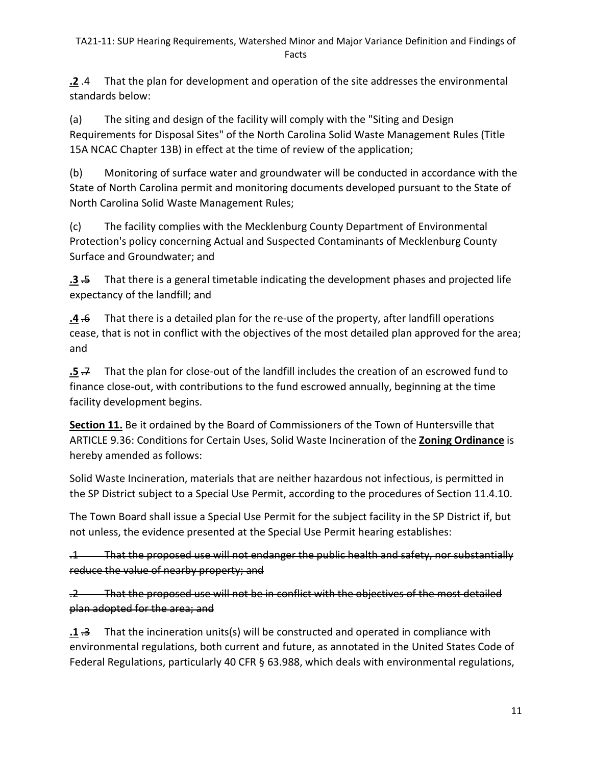**.2** .4 That the plan for development and operation of the site addresses the environmental standards below:

(a) The siting and design of the facility will comply with the "Siting and Design Requirements for Disposal Sites" of the North Carolina Solid Waste Management Rules (Title 15A NCAC Chapter 13B) in effect at the time of review of the application;

(b) Monitoring of surface water and groundwater will be conducted in accordance with the State of North Carolina permit and monitoring documents developed pursuant to the State of North Carolina Solid Waste Management Rules;

(c) The facility complies with the Mecklenburg County Department of Environmental Protection's policy concerning Actual and Suspected Contaminants of Mecklenburg County Surface and Groundwater; and

**.3** ~~.5~~ That there is a general timetable indicating the development phases and projected life expectancy of the landfill; and

**.4** ~~.6~~ That there is a detailed plan for the re-use of the property, after landfill operations cease, that is not in conflict with the objectives of the most detailed plan approved for the area; and

**.5** ~~.7~~ That the plan for close-out of the landfill includes the creation of an escrowed fund to finance close-out, with contributions to the fund escrowed annually, beginning at the time facility development begins.

**Section 11.** Be it ordained by the Board of Commissioners of the Town of Huntersville that ARTICLE 9.36: Conditions for Certain Uses, Solid Waste Incineration of the **Zoning Ordinance** is hereby amended as follows:

Solid Waste Incineration, materials that are neither hazardous not infectious, is permitted in the SP District subject to a Special Use Permit, according to the procedures of Section 11.4.10.

The Town Board shall issue a Special Use Permit for the subject facility in the SP District if, but not unless, the evidence presented at the Special Use Permit hearing establishes:

~~.1 That the proposed use will not endanger the public health and safety, nor substantially reduce the value of nearby property; and~~

~~.2 That the proposed use will not be in conflict with the objectives of the most detailed plan adopted for the area; and~~

**.1** ~~.3~~ That the incineration units(s) will be constructed and operated in compliance with environmental regulations, both current and future, as annotated in the United States Code of Federal Regulations, particularly 40 CFR § 63.988, which deals with environmental regulations,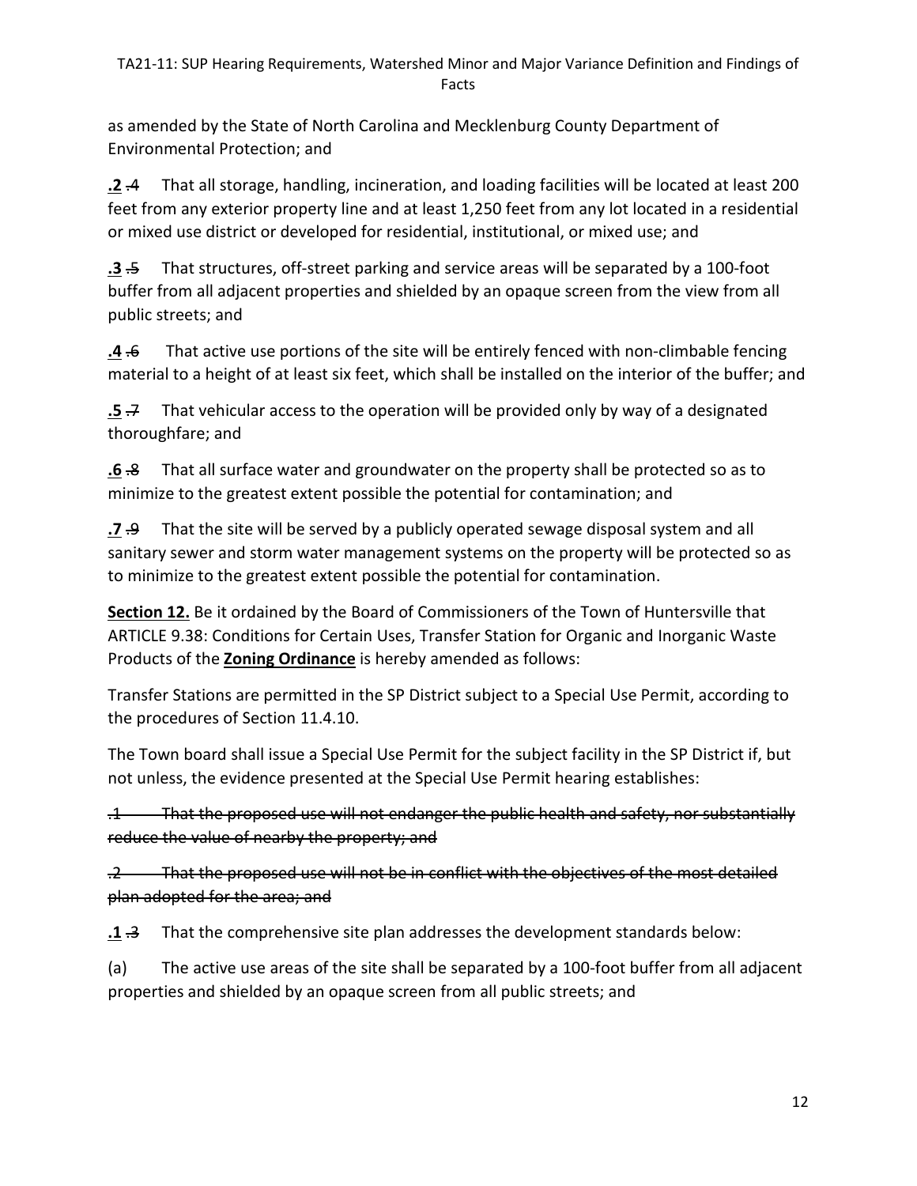as amended by the State of North Carolina and Mecklenburg County Department of Environmental Protection; and

**.2** ~~.4~~ That all storage, handling, incineration, and loading facilities will be located at least 200 feet from any exterior property line and at least 1,250 feet from any lot located in a residential or mixed use district or developed for residential, institutional, or mixed use; and

**.3** ~~.5~~ That structures, off-street parking and service areas will be separated by a 100-foot buffer from all adjacent properties and shielded by an opaque screen from the view from all public streets; and

**.4** ~~.6~~ That active use portions of the site will be entirely fenced with non-climbable fencing material to a height of at least six feet, which shall be installed on the interior of the buffer; and

**.5** ~~.7~~ That vehicular access to the operation will be provided only by way of a designated thoroughfare; and

**.6** ~~.8~~ That all surface water and groundwater on the property shall be protected so as to minimize to the greatest extent possible the potential for contamination; and

**.7** ~~.9~~ That the site will be served by a publicly operated sewage disposal system and all sanitary sewer and storm water management systems on the property will be protected so as to minimize to the greatest extent possible the potential for contamination.

**Section 12.** Be it ordained by the Board of Commissioners of the Town of Huntersville that ARTICLE 9.38: Conditions for Certain Uses, Transfer Station for Organic and Inorganic Waste Products of the **Zoning Ordinance** is hereby amended as follows:

Transfer Stations are permitted in the SP District subject to a Special Use Permit, according to the procedures of Section 11.4.10.

The Town board shall issue a Special Use Permit for the subject facility in the SP District if, but not unless, the evidence presented at the Special Use Permit hearing establishes:

~~.1 That the proposed use will not endanger the public health and safety, nor substantially reduce the value of nearby the property; and~~

~~.2 That the proposed use will not be in conflict with the objectives of the most detailed plan adopted for the area; and~~

**.1** ~~.3~~ That the comprehensive site plan addresses the development standards below:

(a) The active use areas of the site shall be separated by a 100-foot buffer from all adjacent properties and shielded by an opaque screen from all public streets; and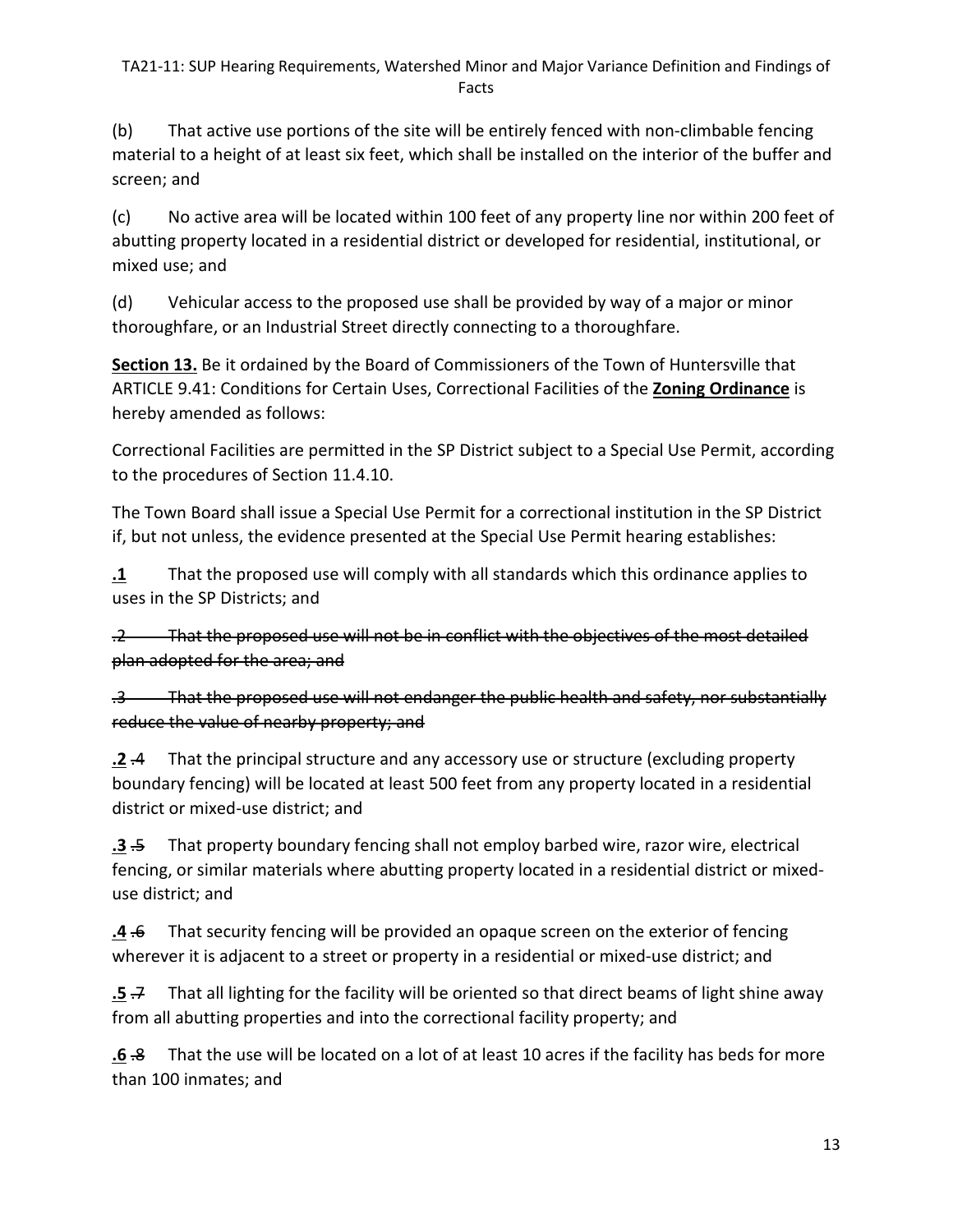(b) That active use portions of the site will be entirely fenced with non-climbable fencing material to a height of at least six feet, which shall be installed on the interior of the buffer and screen; and

(c) No active area will be located within 100 feet of any property line nor within 200 feet of abutting property located in a residential district or developed for residential, institutional, or mixed use; and

(d) Vehicular access to the proposed use shall be provided by way of a major or minor thoroughfare, or an Industrial Street directly connecting to a thoroughfare.

**Section 13.** Be it ordained by the Board of Commissioners of the Town of Huntersville that ARTICLE 9.41: Conditions for Certain Uses, Correctional Facilities of the **Zoning Ordinance** is hereby amended as follows:

Correctional Facilities are permitted in the SP District subject to a Special Use Permit, according to the procedures of Section 11.4.10.

The Town Board shall issue a Special Use Permit for a correctional institution in the SP District if, but not unless, the evidence presented at the Special Use Permit hearing establishes:

**.1** That the proposed use will comply with all standards which this ordinance applies to uses in the SP Districts; and

~~.2 That the proposed use will not be in conflict with the objectives of the most detailed plan adopted for the area; and~~

~~.3 That the proposed use will not endanger the public health and safety, nor substantially reduce the value of nearby property; and~~

**.2** ~~.4~~ That the principal structure and any accessory use or structure (excluding property boundary fencing) will be located at least 500 feet from any property located in a residential district or mixed-use district; and

**.3** ~~.5~~ That property boundary fencing shall not employ barbed wire, razor wire, electrical fencing, or similar materials where abutting property located in a residential district or mixed-use district; and

**.4** ~~.6~~ That security fencing will be provided an opaque screen on the exterior of fencing wherever it is adjacent to a street or property in a residential or mixed-use district; and

**.5** ~~.7~~ That all lighting for the facility will be oriented so that direct beams of light shine away from all abutting properties and into the correctional facility property; and

**.6** ~~.8~~ That the use will be located on a lot of at least 10 acres if the facility has beds for more than 100 inmates; and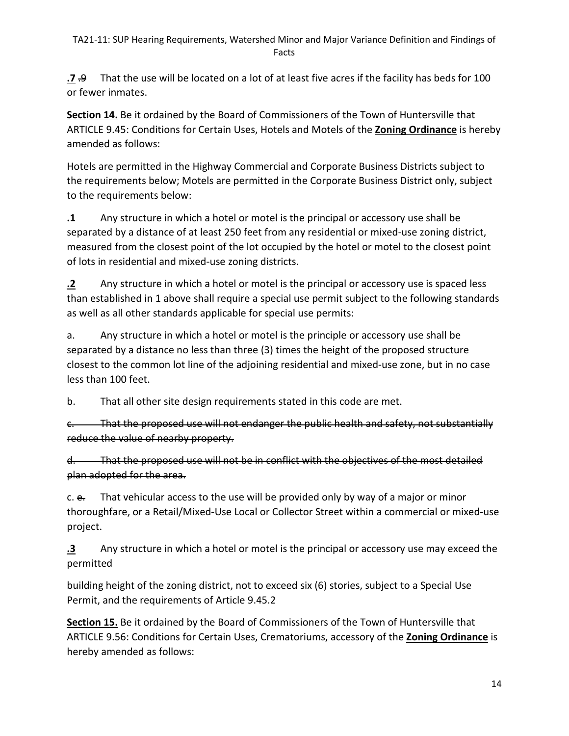**.7** ~~.9~~ That the use will be located on a lot of at least five acres if the facility has beds for 100 or fewer inmates.

**Section 14.** Be it ordained by the Board of Commissioners of the Town of Huntersville that ARTICLE 9.45: Conditions for Certain Uses, Hotels and Motels of the **Zoning Ordinance** is hereby amended as follows:

Hotels are permitted in the Highway Commercial and Corporate Business Districts subject to the requirements below; Motels are permitted in the Corporate Business District only, subject to the requirements below:

**.1** Any structure in which a hotel or motel is the principal or accessory use shall be separated by a distance of at least 250 feet from any residential or mixed-use zoning district, measured from the closest point of the lot occupied by the hotel or motel to the closest point of lots in residential and mixed-use zoning districts.

**.2** Any structure in which a hotel or motel is the principal or accessory use is spaced less than established in 1 above shall require a special use permit subject to the following standards as well as all other standards applicable for special use permits:

a. Any structure in which a hotel or motel is the principle or accessory use shall be separated by a distance no less than three (3) times the height of the proposed structure closest to the common lot line of the adjoining residential and mixed-use zone, but in no case less than 100 feet.

b. That all other site design requirements stated in this code are met.

~~c. That the proposed use will not endanger the public health and safety, not substantially reduce the value of nearby property.~~

~~d. That the proposed use will not be in conflict with the objectives of the most detailed plan adopted for the area.~~

c. ~~e.~~ That vehicular access to the use will be provided only by way of a major or minor thoroughfare, or a Retail/Mixed-Use Local or Collector Street within a commercial or mixed-use project.

**.3** Any structure in which a hotel or motel is the principal or accessory use may exceed the permitted

building height of the zoning district, not to exceed six (6) stories, subject to a Special Use Permit, and the requirements of Article 9.45.2

**Section 15.** Be it ordained by the Board of Commissioners of the Town of Huntersville that ARTICLE 9.56: Conditions for Certain Uses, Crematoriums, accessory of the **Zoning Ordinance** is hereby amended as follows: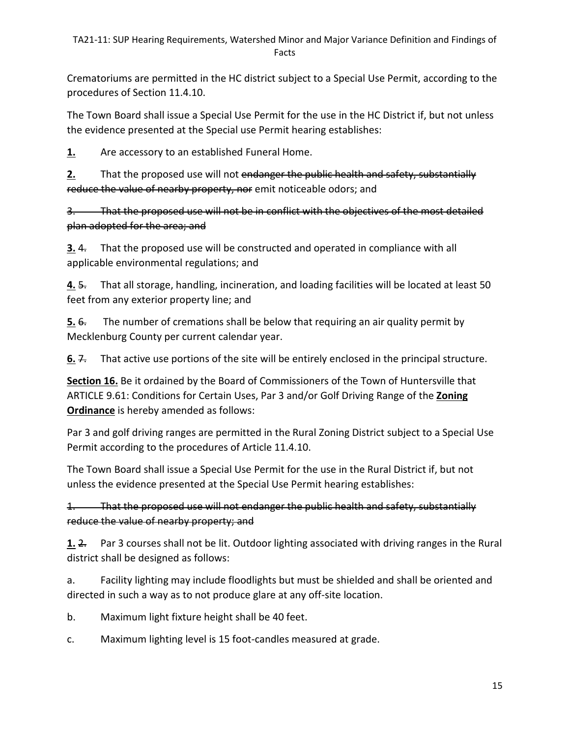Crematoriums are permitted in the HC district subject to a Special Use Permit, according to the procedures of Section 11.4.10.

The Town Board shall issue a Special Use Permit for the use in the HC District if, but not unless the evidence presented at the Special use Permit hearing establishes:

**1.** Are accessory to an established Funeral Home.

**2.** That the proposed use will not ~~endanger the public health and safety, substantially reduce the value of nearby property, nor~~ emit noticeable odors; and

~~3. That the proposed use will not be in conflict with the objectives of the most detailed plan adopted for the area; and~~

**3.** ~~4.~~ That the proposed use will be constructed and operated in compliance with all applicable environmental regulations; and

**4.** ~~5.~~ That all storage, handling, incineration, and loading facilities will be located at least 50 feet from any exterior property line; and

**5.** ~~6.~~ The number of cremations shall be below that requiring an air quality permit by Mecklenburg County per current calendar year.

**6.** ~~7.~~ That active use portions of the site will be entirely enclosed in the principal structure.

**Section 16.** Be it ordained by the Board of Commissioners of the Town of Huntersville that ARTICLE 9.61: Conditions for Certain Uses, Par 3 and/or Golf Driving Range of the **Zoning Ordinance** is hereby amended as follows:

Par 3 and golf driving ranges are permitted in the Rural Zoning District subject to a Special Use Permit according to the procedures of Article 11.4.10.

The Town Board shall issue a Special Use Permit for the use in the Rural District if, but not unless the evidence presented at the Special Use Permit hearing establishes:

~~1. That the proposed use will not endanger the public health and safety, substantially reduce the value of nearby property; and~~

**1.** ~~2.~~ Par 3 courses shall not be lit. Outdoor lighting associated with driving ranges in the Rural district shall be designed as follows:

a. Facility lighting may include floodlights but must be shielded and shall be oriented and directed in such a way as to not produce glare at any off-site location.

b. Maximum light fixture height shall be 40 feet.

c. Maximum lighting level is 15 foot-candles measured at grade.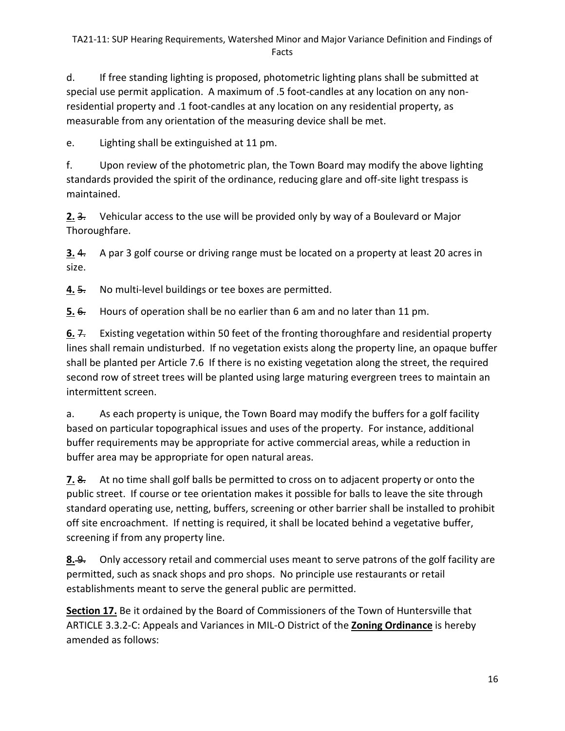d. If free standing lighting is proposed, photometric lighting plans shall be submitted at special use permit application. A maximum of .5 foot-candles at any location on any non-residential property and .1 foot-candles at any location on any residential property, as measurable from any orientation of the measuring device shall be met.

e. Lighting shall be extinguished at 11 pm.

f. Upon review of the photometric plan, the Town Board may modify the above lighting standards provided the spirit of the ordinance, reducing glare and off-site light trespass is maintained.

**2.** ~~3.~~ Vehicular access to the use will be provided only by way of a Boulevard or Major Thoroughfare.

**3.** ~~4.~~ A par 3 golf course or driving range must be located on a property at least 20 acres in size.

**4.** ~~5.~~ No multi-level buildings or tee boxes are permitted.

**5.** ~~6.~~ Hours of operation shall be no earlier than 6 am and no later than 11 pm.

**6.** ~~7.~~ Existing vegetation within 50 feet of the fronting thoroughfare and residential property lines shall remain undisturbed. If no vegetation exists along the property line, an opaque buffer shall be planted per Article 7.6 If there is no existing vegetation along the street, the required second row of street trees will be planted using large maturing evergreen trees to maintain an intermittent screen.

a. As each property is unique, the Town Board may modify the buffers for a golf facility based on particular topographical issues and uses of the property. For instance, additional buffer requirements may be appropriate for active commercial areas, while a reduction in buffer area may be appropriate for open natural areas.

**7.** ~~8.~~ At no time shall golf balls be permitted to cross on to adjacent property or onto the public street. If course or tee orientation makes it possible for balls to leave the site through standard operating use, netting, buffers, screening or other barrier shall be installed to prohibit off site encroachment. If netting is required, it shall be located behind a vegetative buffer, screening if from any property line.

**8.** ~~9.~~ Only accessory retail and commercial uses meant to serve patrons of the golf facility are permitted, such as snack shops and pro shops. No principle use restaurants or retail establishments meant to serve the general public are permitted.

**Section 17.** Be it ordained by the Board of Commissioners of the Town of Huntersville that ARTICLE 3.3.2-C: Appeals and Variances in MIL-O District of the **Zoning Ordinance** is hereby amended as follows: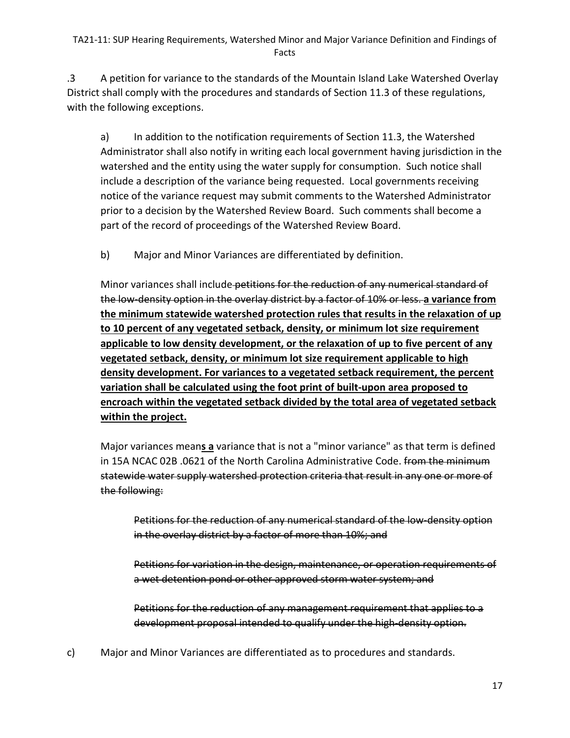.3 A petition for variance to the standards of the Mountain Island Lake Watershed Overlay District shall comply with the procedures and standards of Section 11.3 of these regulations, with the following exceptions.

a) In addition to the notification requirements of Section 11.3, the Watershed Administrator shall also notify in writing each local government having jurisdiction in the watershed and the entity using the water supply for consumption. Such notice shall include a description of the variance being requested. Local governments receiving notice of the variance request may submit comments to the Watershed Administrator prior to a decision by the Watershed Review Board. Such comments shall become a part of the record of proceedings of the Watershed Review Board.

b) Major and Minor Variances are differentiated by definition.

Minor variances shall include ~~petitions for the reduction of any numerical standard of the low-density option in the overlay district by a factor of 10% or less.~~ **a variance from the minimum statewide watershed protection rules that results in the relaxation of up to 10 percent of any vegetated setback, density, or minimum lot size requirement applicable to low density development, or the relaxation of up to five percent of any vegetated setback, density, or minimum lot size requirement applicable to high density development. For variances to a vegetated setback requirement, the percent variation shall be calculated using the foot print of built-upon area proposed to encroach within the vegetated setback divided by the total area of vegetated setback within the project.**

Major variances mean**s a** variance that is not a "minor variance" as that term is defined in 15A NCAC 02B .0621 of the North Carolina Administrative Code. ~~from the minimum statewide water supply watershed protection criteria that result in any one or more of the following:~~

~~Petitions for the reduction of any numerical standard of the low-density option in the overlay district by a factor of more than 10%; and~~

~~Petitions for variation in the design, maintenance, or operation requirements of a wet detention pond or other approved storm water system; and~~

~~Petitions for the reduction of any management requirement that applies to a development proposal intended to qualify under the high-density option.~~

c) Major and Minor Variances are differentiated as to procedures and standards.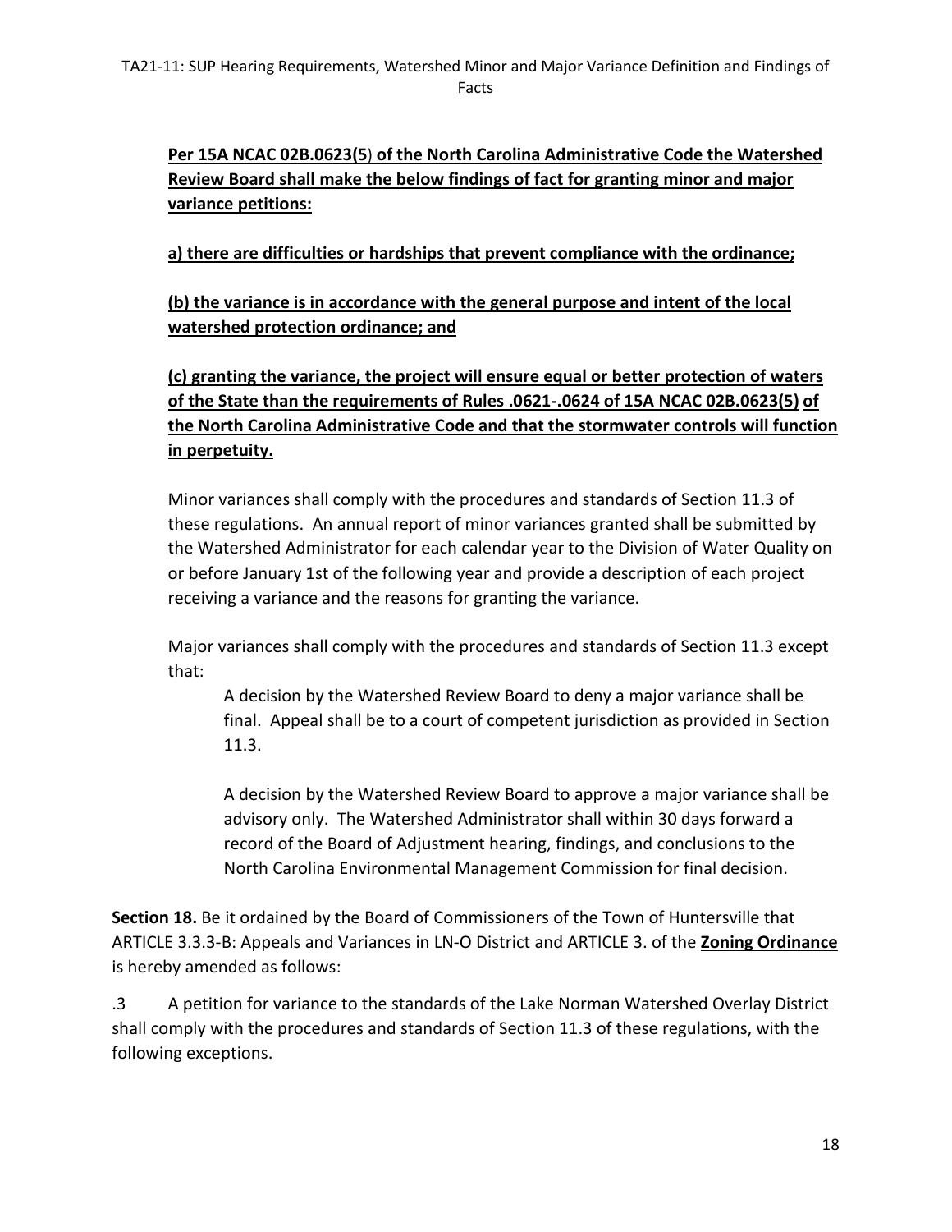**Per 15A NCAC 02B.0623(5) of the North Carolina Administrative Code the Watershed Review Board shall make the below findings of fact for granting minor and major variance petitions:**

**a) there are difficulties or hardships that prevent compliance with the ordinance;**

**(b) the variance is in accordance with the general purpose and intent of the local watershed protection ordinance; and**

**(c) granting the variance, the project will ensure equal or better protection of waters of the State than the requirements of Rules .0621-.0624 of 15A NCAC 02B.0623(5) of the North Carolina Administrative Code and that the stormwater controls will function in perpetuity.**

Minor variances shall comply with the procedures and standards of Section 11.3 of these regulations. An annual report of minor variances granted shall be submitted by the Watershed Administrator for each calendar year to the Division of Water Quality on or before January 1st of the following year and provide a description of each project receiving a variance and the reasons for granting the variance.

Major variances shall comply with the procedures and standards of Section 11.3 except that:

A decision by the Watershed Review Board to deny a major variance shall be final. Appeal shall be to a court of competent jurisdiction as provided in Section 11.3.

A decision by the Watershed Review Board to approve a major variance shall be advisory only. The Watershed Administrator shall within 30 days forward a record of the Board of Adjustment hearing, findings, and conclusions to the North Carolina Environmental Management Commission for final decision.

**Section 18.** Be it ordained by the Board of Commissioners of the Town of Huntersville that ARTICLE 3.3.3-B: Appeals and Variances in LN-O District and ARTICLE 3. of the **Zoning Ordinance** is hereby amended as follows:

.3 A petition for variance to the standards of the Lake Norman Watershed Overlay District shall comply with the procedures and standards of Section 11.3 of these regulations, with the following exceptions.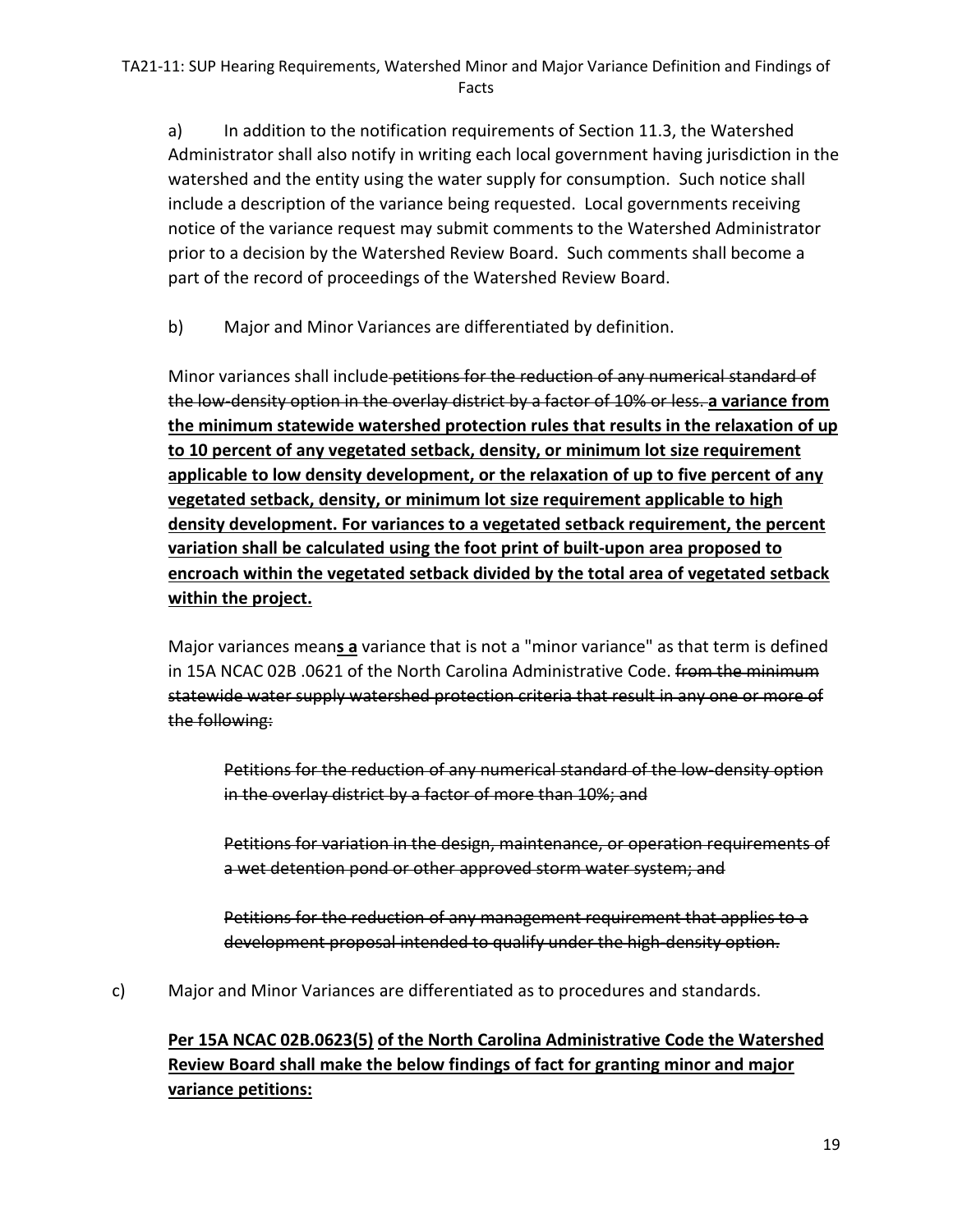a) In addition to the notification requirements of Section 11.3, the Watershed Administrator shall also notify in writing each local government having jurisdiction in the watershed and the entity using the water supply for consumption. Such notice shall include a description of the variance being requested. Local governments receiving notice of the variance request may submit comments to the Watershed Administrator prior to a decision by the Watershed Review Board. Such comments shall become a part of the record of proceedings of the Watershed Review Board.

b) Major and Minor Variances are differentiated by definition.

Minor variances shall include ~~petitions for the reduction of any numerical standard of the low-density option in the overlay district by a factor of 10% or less.~~ **a variance from the minimum statewide watershed protection rules that results in the relaxation of up to 10 percent of any vegetated setback, density, or minimum lot size requirement applicable to low density development, or the relaxation of up to five percent of any vegetated setback, density, or minimum lot size requirement applicable to high density development. For variances to a vegetated setback requirement, the percent variation shall be calculated using the foot print of built-upon area proposed to encroach within the vegetated setback divided by the total area of vegetated setback within the project.**

Major variances mean**s a** variance that is not a "minor variance" as that term is defined in 15A NCAC 02B .0621 of the North Carolina Administrative Code. ~~from the minimum statewide water supply watershed protection criteria that result in any one or more of the following:~~

> ~~Petitions for the reduction of any numerical standard of the low-density option in the overlay district by a factor of more than 10%; and~~
>
> ~~Petitions for variation in the design, maintenance, or operation requirements of a wet detention pond or other approved storm water system; and~~
>
> ~~Petitions for the reduction of any management requirement that applies to a development proposal intended to qualify under the high-density option.~~

c) Major and Minor Variances are differentiated as to procedures and standards.

**Per 15A NCAC 02B.0623(5) of the North Carolina Administrative Code the Watershed Review Board shall make the below findings of fact for granting minor and major variance petitions:**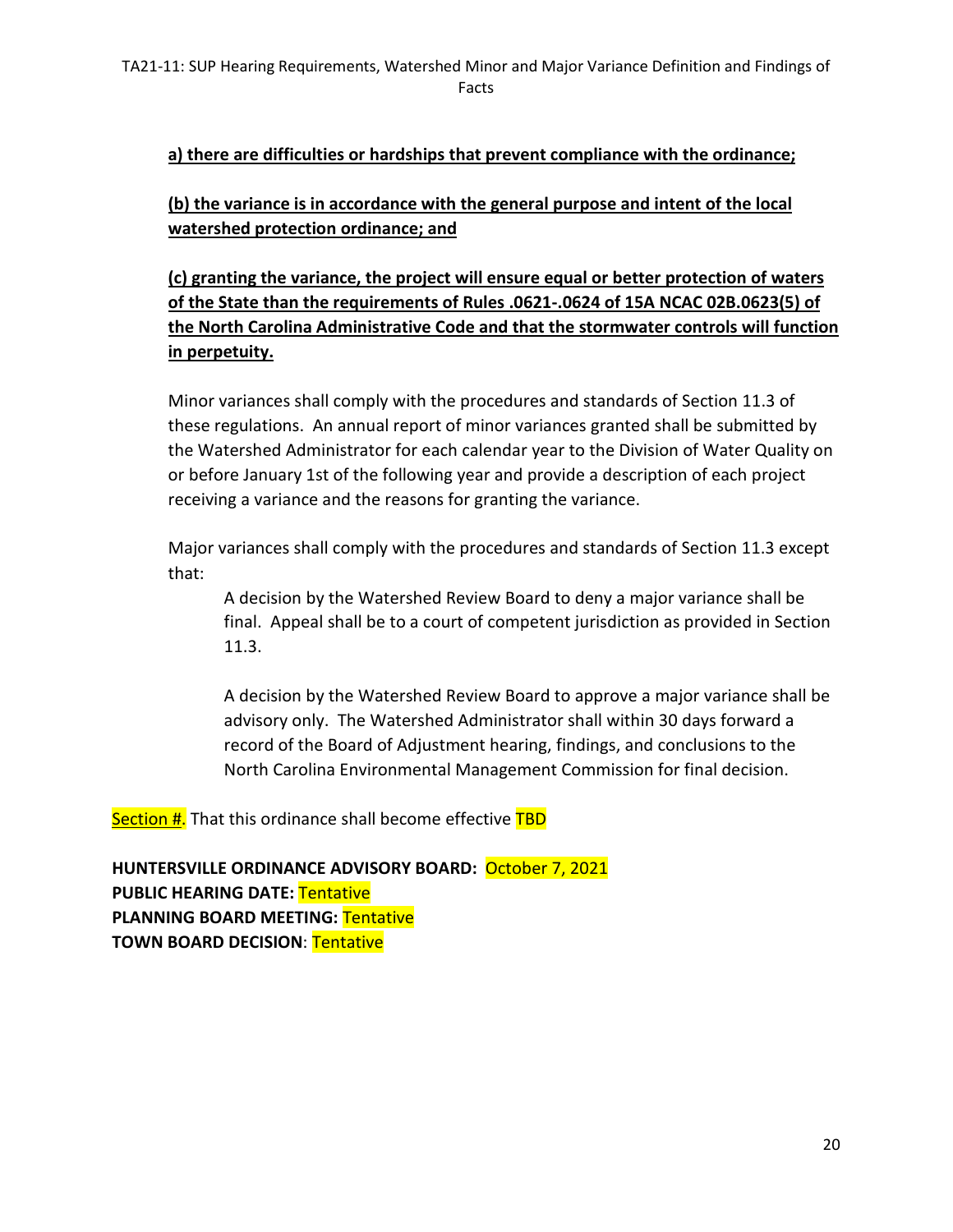**a) there are difficulties or hardships that prevent compliance with the ordinance;**

**(b) the variance is in accordance with the general purpose and intent of the local watershed protection ordinance; and**

**(c) granting the variance, the project will ensure equal or better protection of waters of the State than the requirements of Rules .0621-.0624 of 15A NCAC 02B.0623(5) of the North Carolina Administrative Code and that the stormwater controls will function in perpetuity.**

Minor variances shall comply with the procedures and standards of Section 11.3 of these regulations. An annual report of minor variances granted shall be submitted by the Watershed Administrator for each calendar year to the Division of Water Quality on or before January 1st of the following year and provide a description of each project receiving a variance and the reasons for granting the variance.

Major variances shall comply with the procedures and standards of Section 11.3 except that:

> A decision by the Watershed Review Board to deny a major variance shall be final. Appeal shall be to a court of competent jurisdiction as provided in Section 11.3.
>
> A decision by the Watershed Review Board to approve a major variance shall be advisory only. The Watershed Administrator shall within 30 days forward a record of the Board of Adjustment hearing, findings, and conclusions to the North Carolina Environmental Management Commission for final decision.

Section #. That this ordinance shall become effective TBD

**HUNTERSVILLE ORDINANCE ADVISORY BOARD:** October 7, 2021
**PUBLIC HEARING DATE:** Tentative
**PLANNING BOARD MEETING:** Tentative
**TOWN BOARD DECISION**: Tentative